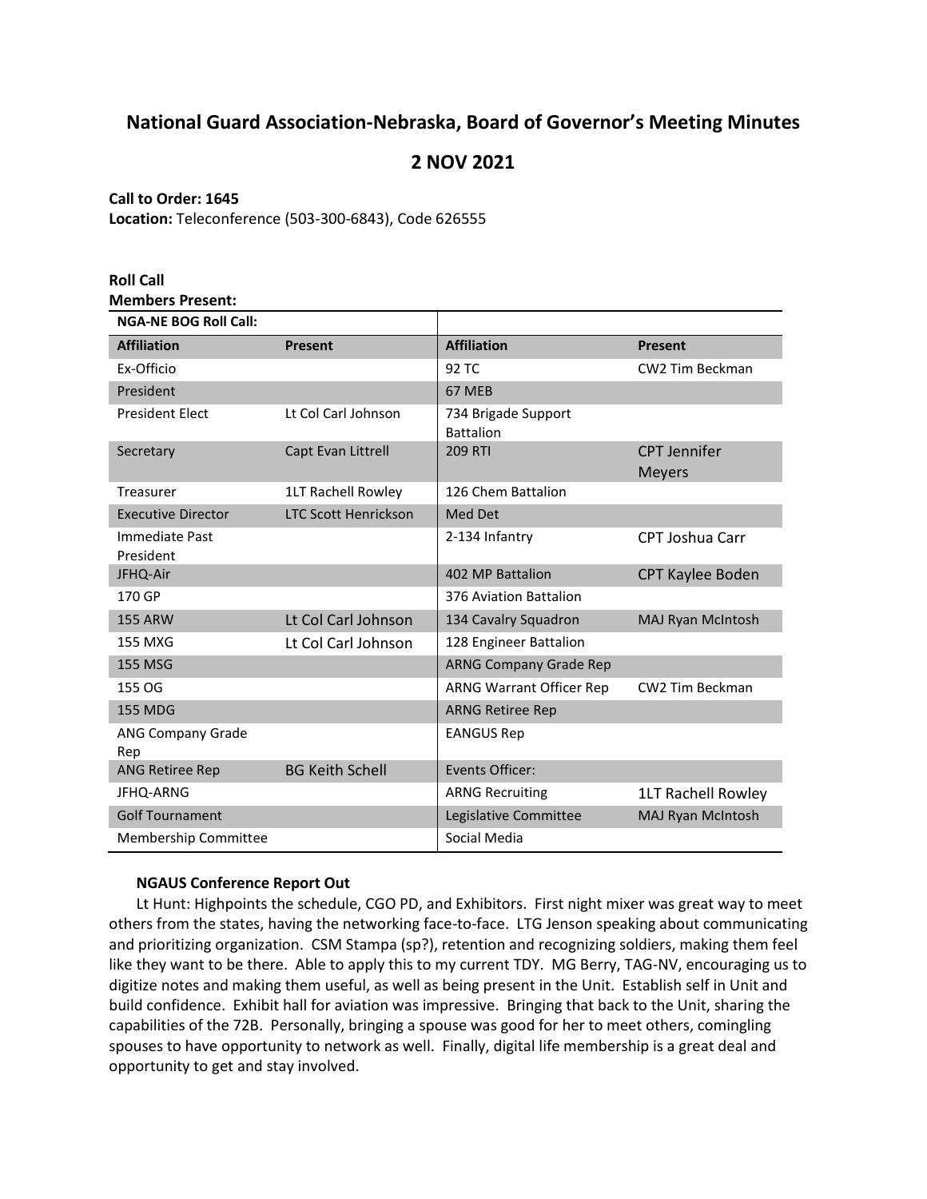# National Guard Association-Nebraska, Board of Governor's Meeting Minutes

## 2 NOV 2021

**Call to Order: 1645**
**Location:** Teleconference (503-300-6843), Code 626555

**Roll Call**
**Members Present:**

| NGA-NE BOG Roll Call: | | | |
|---|---|---|---|
| **Affiliation** | **Present** | **Affiliation** | **Present** |
| Ex-Officio | | 92 TC | CW2 Tim Beckman |
| President | | 67 MEB | |
| President Elect | Lt Col Carl Johnson | 734 Brigade Support Battalion | |
| Secretary | Capt Evan Littrell | 209 RTI | CPT Jennifer Meyers |
| Treasurer | 1LT Rachell Rowley | 126 Chem Battalion | |
| Executive Director | LTC Scott Henrickson | Med Det | |
| Immediate Past President | | 2-134 Infantry | CPT Joshua Carr |
| JFHQ-Air | | 402 MP Battalion | CPT Kaylee Boden |
| 170 GP | | 376 Aviation Battalion | |
| 155 ARW | Lt Col Carl Johnson | 134 Cavalry Squadron | MAJ Ryan McIntosh |
| 155 MXG | Lt Col Carl Johnson | 128 Engineer Battalion | |
| 155 MSG | | ARNG Company Grade Rep | |
| 155 OG | | ARNG Warrant Officer Rep | CW2 Tim Beckman |
| 155 MDG | | ARNG Retiree Rep | |
| ANG Company Grade Rep | | EANGUS Rep | |
| ANG Retiree Rep | BG Keith Schell | Events Officer: | |
| JFHQ-ARNG | | ARNG Recruiting | 1LT Rachell Rowley |
| Golf Tournament | | Legislative Committee | MAJ Ryan McIntosh |
| Membership Committee | | Social Media | |

**NGAUS Conference Report Out**

Lt Hunt: Highpoints the schedule, CGO PD, and Exhibitors. First night mixer was great way to meet others from the states, having the networking face-to-face. LTG Jenson speaking about communicating and prioritizing organization. CSM Stampa (sp?), retention and recognizing soldiers, making them feel like they want to be there. Able to apply this to my current TDY. MG Berry, TAG-NV, encouraging us to digitize notes and making them useful, as well as being present in the Unit. Establish self in Unit and build confidence. Exhibit hall for aviation was impressive. Bringing that back to the Unit, sharing the capabilities of the 72B. Personally, bringing a spouse was good for her to meet others, comingling spouses to have opportunity to network as well. Finally, digital life membership is a great deal and opportunity to get and stay involved.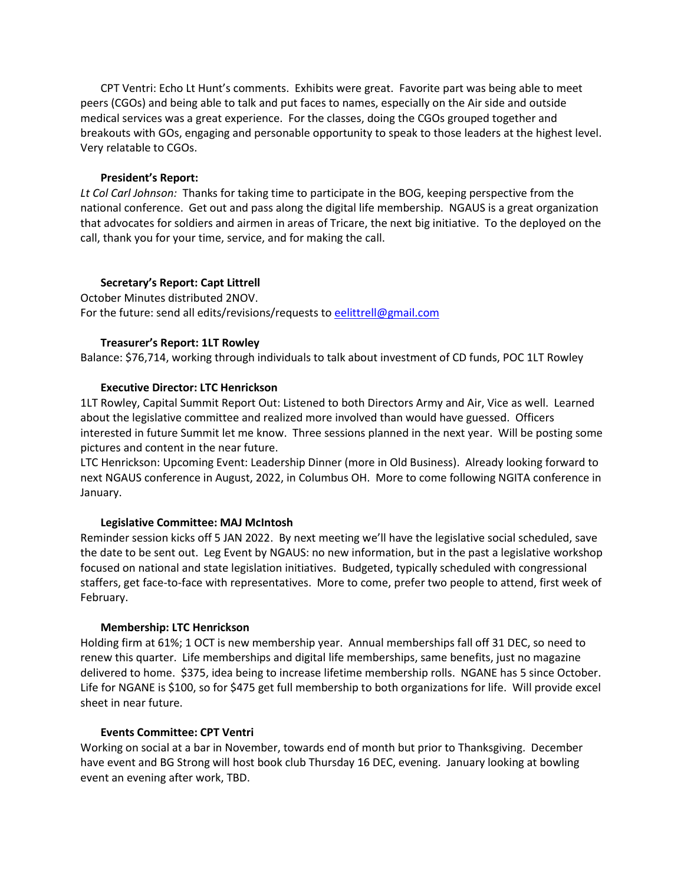CPT Ventri: Echo Lt Hunt's comments. Exhibits were great. Favorite part was being able to meet peers (CGOs) and being able to talk and put faces to names, especially on the Air side and outside medical services was a great experience. For the classes, doing the CGOs grouped together and breakouts with GOs, engaging and personable opportunity to speak to those leaders at the highest level. Very relatable to CGOs.

**President's Report:**

*Lt Col Carl Johnson:* Thanks for taking time to participate in the BOG, keeping perspective from the national conference. Get out and pass along the digital life membership. NGAUS is a great organization that advocates for soldiers and airmen in areas of Tricare, the next big initiative. To the deployed on the call, thank you for your time, service, and for making the call.

**Secretary's Report: Capt Littrell**

October Minutes distributed 2NOV.
For the future: send all edits/revisions/requests to eelittrell@gmail.com

**Treasurer's Report: 1LT Rowley**

Balance: $76,714, working through individuals to talk about investment of CD funds, POC 1LT Rowley

**Executive Director: LTC Henrickson**

1LT Rowley, Capital Summit Report Out: Listened to both Directors Army and Air, Vice as well. Learned about the legislative committee and realized more involved than would have guessed. Officers interested in future Summit let me know. Three sessions planned in the next year. Will be posting some pictures and content in the near future.

LTC Henrickson: Upcoming Event: Leadership Dinner (more in Old Business). Already looking forward to next NGAUS conference in August, 2022, in Columbus OH. More to come following NGITA conference in January.

**Legislative Committee: MAJ McIntosh**

Reminder session kicks off 5 JAN 2022. By next meeting we'll have the legislative social scheduled, save the date to be sent out. Leg Event by NGAUS: no new information, but in the past a legislative workshop focused on national and state legislation initiatives. Budgeted, typically scheduled with congressional staffers, get face-to-face with representatives. More to come, prefer two people to attend, first week of February.

**Membership: LTC Henrickson**

Holding firm at 61%; 1 OCT is new membership year. Annual memberships fall off 31 DEC, so need to renew this quarter. Life memberships and digital life memberships, same benefits, just no magazine delivered to home. $375, idea being to increase lifetime membership rolls. NGANE has 5 since October. Life for NGANE is $100, so for $475 get full membership to both organizations for life. Will provide excel sheet in near future.

**Events Committee: CPT Ventri**

Working on social at a bar in November, towards end of month but prior to Thanksgiving. December have event and BG Strong will host book club Thursday 16 DEC, evening. January looking at bowling event an evening after work, TBD.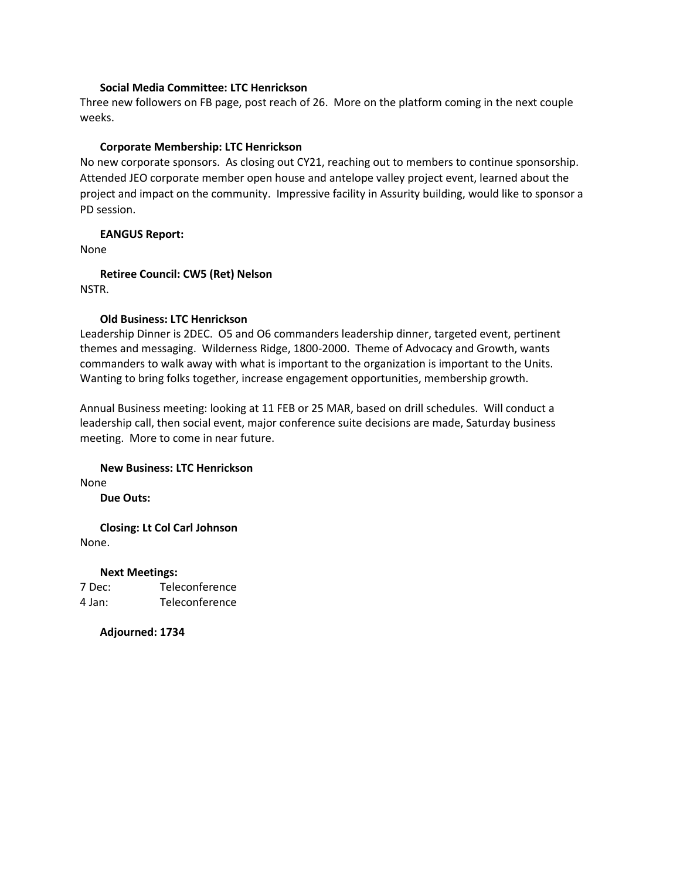**Social Media Committee: LTC Henrickson**

Three new followers on FB page, post reach of 26. More on the platform coming in the next couple weeks.

**Corporate Membership: LTC Henrickson**

No new corporate sponsors. As closing out CY21, reaching out to members to continue sponsorship. Attended JEO corporate member open house and antelope valley project event, learned about the project and impact on the community. Impressive facility in Assurity building, would like to sponsor a PD session.

**EANGUS Report:**

None

**Retiree Council: CW5 (Ret) Nelson**

NSTR.

**Old Business: LTC Henrickson**

Leadership Dinner is 2DEC. O5 and O6 commanders leadership dinner, targeted event, pertinent themes and messaging. Wilderness Ridge, 1800-2000. Theme of Advocacy and Growth, wants commanders to walk away with what is important to the organization is important to the Units. Wanting to bring folks together, increase engagement opportunities, membership growth.

Annual Business meeting: looking at 11 FEB or 25 MAR, based on drill schedules. Will conduct a leadership call, then social event, major conference suite decisions are made, Saturday business meeting. More to come in near future.

**New Business: LTC Henrickson**

None

**Due Outs:**

**Closing: Lt Col Carl Johnson**

None.

**Next Meetings:**

| | |
|---|---|
| 7 Dec: | Teleconference |
| 4 Jan: | Teleconference |

**Adjourned: 1734**